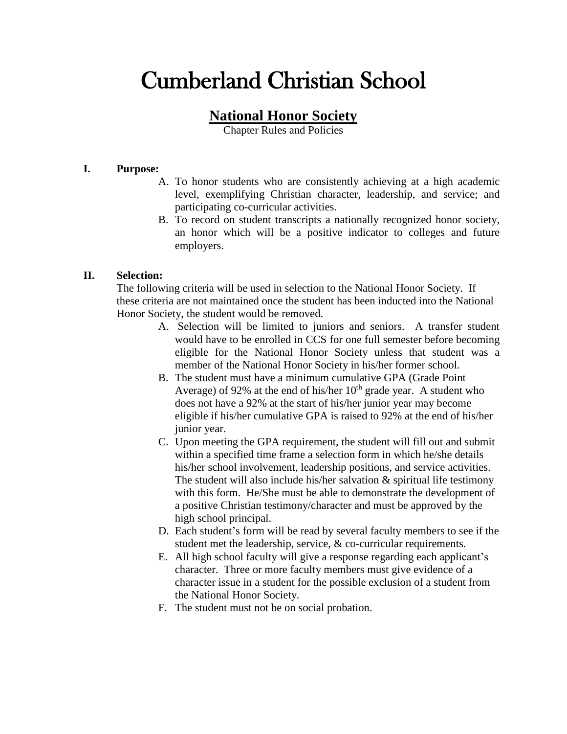# Cumberland Christian School

## National Honor Society

Chapter Rules and Policies

**I. Purpose:**

A. To honor students who are consistently achieving at a high academic level, exemplifying Christian character, leadership, and service; and participating co-curricular activities.

B. To record on student transcripts a nationally recognized honor society, an honor which will be a positive indicator to colleges and future employers.

**II. Selection:**

The following criteria will be used in selection to the National Honor Society. If these criteria are not maintained once the student has been inducted into the National Honor Society, the student would be removed.

A. Selection will be limited to juniors and seniors. A transfer student would have to be enrolled in CCS for one full semester before becoming eligible for the National Honor Society unless that student was a member of the National Honor Society in his/her former school.

B. The student must have a minimum cumulative GPA (Grade Point Average) of 92% at the end of his/her 10th grade year. A student who does not have a 92% at the start of his/her junior year may become eligible if his/her cumulative GPA is raised to 92% at the end of his/her junior year.

C. Upon meeting the GPA requirement, the student will fill out and submit within a specified time frame a selection form in which he/she details his/her school involvement, leadership positions, and service activities. The student will also include his/her salvation & spiritual life testimony with this form. He/She must be able to demonstrate the development of a positive Christian testimony/character and must be approved by the high school principal.

D. Each student's form will be read by several faculty members to see if the student met the leadership, service, & co-curricular requirements.

E. All high school faculty will give a response regarding each applicant's character. Three or more faculty members must give evidence of a character issue in a student for the possible exclusion of a student from the National Honor Society.

F. The student must not be on social probation.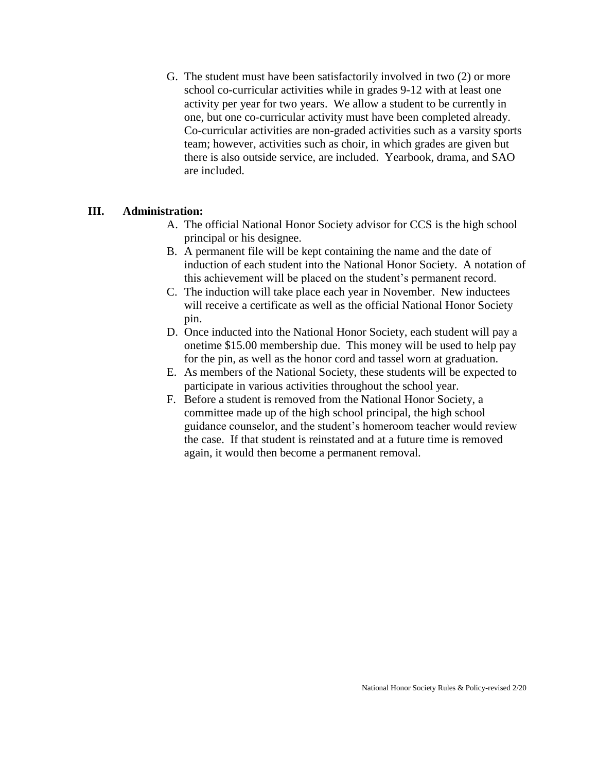G. The student must have been satisfactorily involved in two (2) or more school co-curricular activities while in grades 9-12 with at least one activity per year for two years. We allow a student to be currently in one, but one co-curricular activity must have been completed already. Co-curricular activities are non-graded activities such as a varsity sports team; however, activities such as choir, in which grades are given but there is also outside service, are included. Yearbook, drama, and SAO are included.

## III. Administration:

A. The official National Honor Society advisor for CCS is the high school principal or his designee.
B. A permanent file will be kept containing the name and the date of induction of each student into the National Honor Society. A notation of this achievement will be placed on the student's permanent record.
C. The induction will take place each year in November. New inductees will receive a certificate as well as the official National Honor Society pin.
D. Once inducted into the National Honor Society, each student will pay a onetime $15.00 membership due. This money will be used to help pay for the pin, as well as the honor cord and tassel worn at graduation.
E. As members of the National Society, these students will be expected to participate in various activities throughout the school year.
F. Before a student is removed from the National Honor Society, a committee made up of the high school principal, the high school guidance counselor, and the student's homeroom teacher would review the case. If that student is reinstated and at a future time is removed again, it would then become a permanent removal.